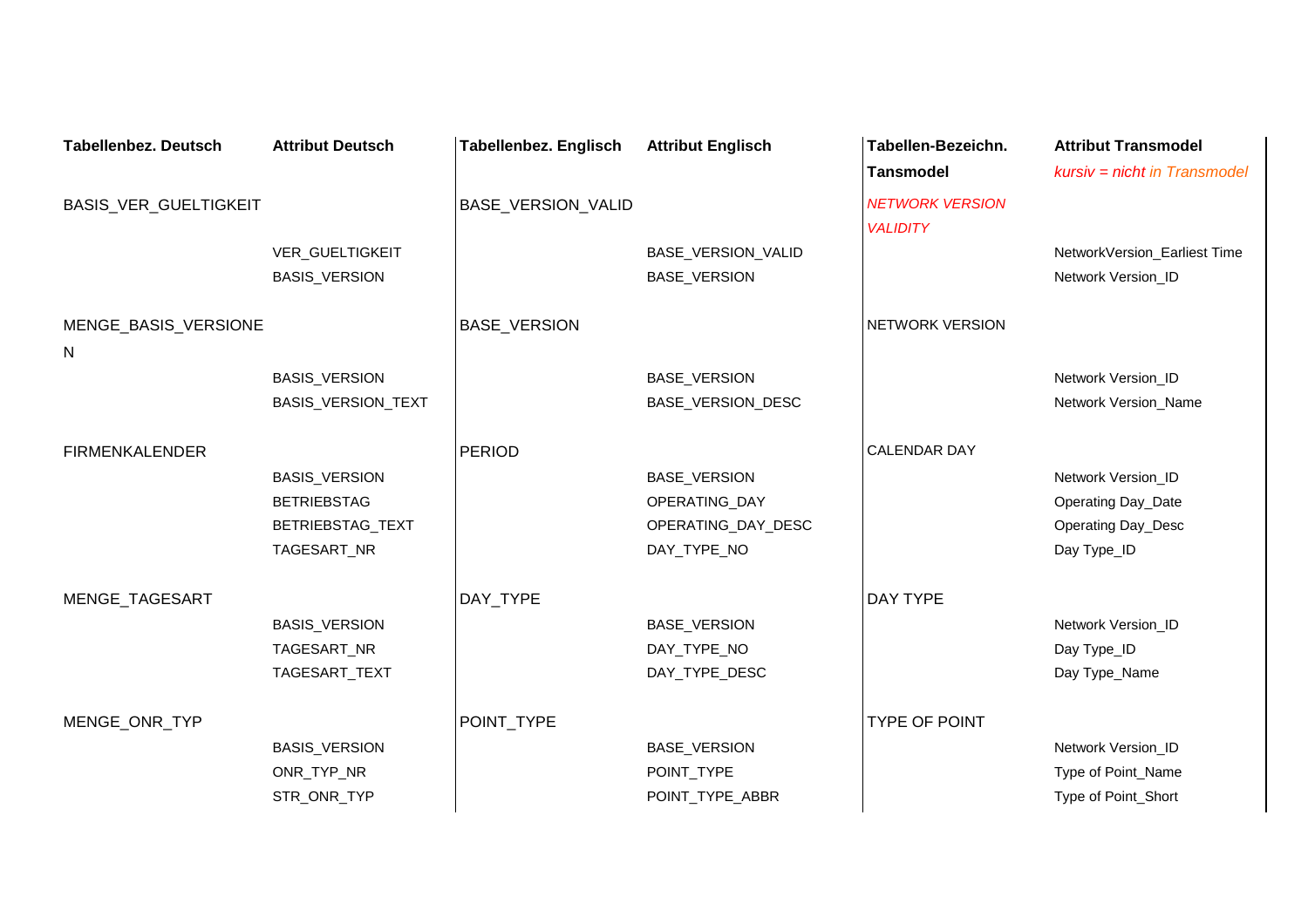| Tabellenbez. Deutsch | Attribut Deutsch | Tabellenbez. Englisch | Attribut Englisch | Tabellen-Bezeichn. Tansmodel | Attribut Transmodel *kursiv = nicht in Transmodel* |
|---|---|---|---|---|---|
| BASIS_VER_GUELTIGKEIT | | BASE_VERSION_VALID | | *NETWORK VERSION VALIDITY* | |
| | VER_GUELTIGKEIT | | BASE_VERSION_VALID | | NetworkVersion_Earliest Time |
| | BASIS_VERSION | | BASE_VERSION | | Network Version_ID |
| MENGE_BASIS_VERSIONEN | | BASE_VERSION | | NETWORK VERSION | |
| | BASIS_VERSION | | BASE_VERSION | | Network Version_ID |
| | BASIS_VERSION_TEXT | | BASE_VERSION_DESC | | Network Version_Name |
| FIRMENKALENDER | | PERIOD | | CALENDAR DAY | |
| | BASIS_VERSION | | BASE_VERSION | | Network Version_ID |
| | BETRIEBSTAG | | OPERATING_DAY | | Operating Day_Date |
| | BETRIEBSTAG_TEXT | | OPERATING_DAY_DESC | | Operating Day_Desc |
| | TAGESART_NR | | DAY_TYPE_NO | | Day Type_ID |
| MENGE_TAGESART | | DAY_TYPE | | DAY TYPE | |
| | BASIS_VERSION | | BASE_VERSION | | Network Version_ID |
| | TAGESART_NR | | DAY_TYPE_NO | | Day Type_ID |
| | TAGESART_TEXT | | DAY_TYPE_DESC | | Day Type_Name |
| MENGE_ONR_TYP | | POINT_TYPE | | TYPE OF POINT | |
| | BASIS_VERSION | | BASE_VERSION | | Network Version_ID |
| | ONR_TYP_NR | | POINT_TYPE | | Type of Point_Name |
| | STR_ONR_TYP | | POINT_TYPE_ABBR | | Type of Point_Short |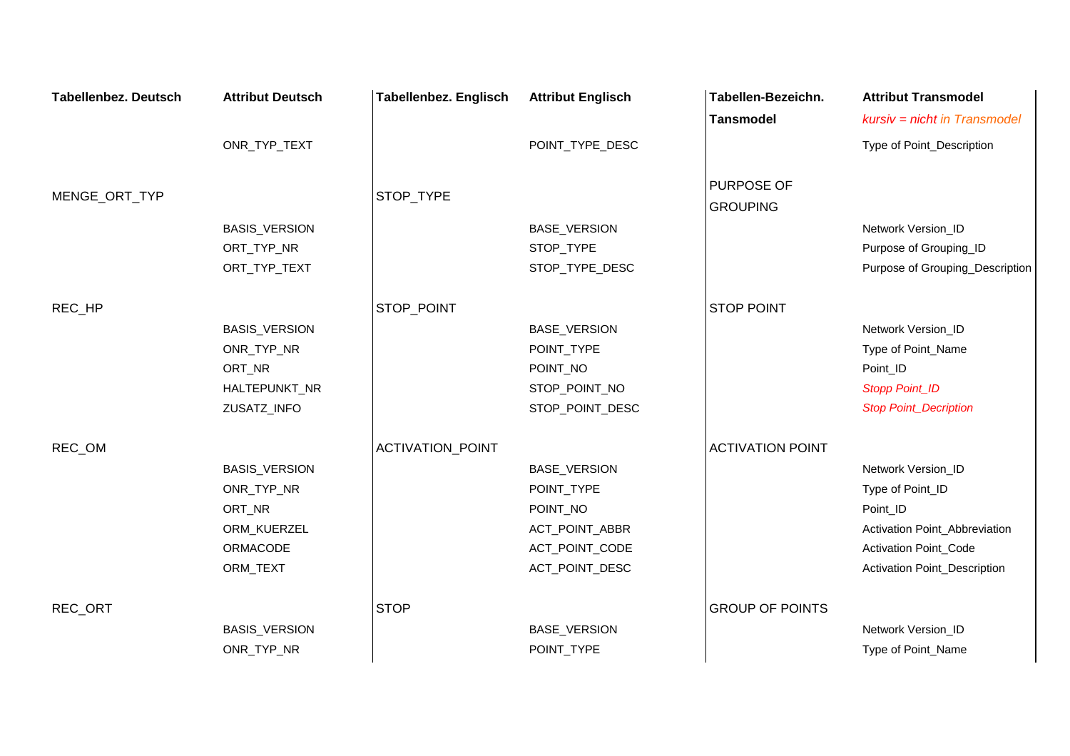| Tabellenbez. Deutsch | Attribut Deutsch | Tabellenbez. Englisch | Attribut Englisch | Tabellen-Bezeichn. Tansmodel | Attribut Transmodel *kursiv = nicht in Transmodel* |
|---|---|---|---|---|---|
| | ONR_TYP_TEXT | | POINT_TYPE_DESC | | Type of Point_Description |
| MENGE_ORT_TYP | | STOP_TYPE | | PURPOSE OF GROUPING | |
| | BASIS_VERSION | | BASE_VERSION | | Network Version_ID |
| | ORT_TYP_NR | | STOP_TYPE | | Purpose of Grouping_ID |
| | ORT_TYP_TEXT | | STOP_TYPE_DESC | | Purpose of Grouping_Description |
| REC_HP | | STOP_POINT | | STOP POINT | |
| | BASIS_VERSION | | BASE_VERSION | | Network Version_ID |
| | ONR_TYP_NR | | POINT_TYPE | | Type of Point_Name |
| | ORT_NR | | POINT_NO | | Point_ID |
| | HALTEPUNKT_NR | | STOP_POINT_NO | | *Stopp Point_ID* |
| | ZUSATZ_INFO | | STOP_POINT_DESC | | *Stop Point_Decription* |
| REC_OM | | ACTIVATION_POINT | | ACTIVATION POINT | |
| | BASIS_VERSION | | BASE_VERSION | | Network Version_ID |
| | ONR_TYP_NR | | POINT_TYPE | | Type of Point_ID |
| | ORT_NR | | POINT_NO | | Point_ID |
| | ORM_KUERZEL | | ACT_POINT_ABBR | | Activation Point_Abbreviation |
| | ORMACODE | | ACT_POINT_CODE | | Activation Point_Code |
| | ORM_TEXT | | ACT_POINT_DESC | | Activation Point_Description |
| REC_ORT | | STOP | | GROUP OF POINTS | |
| | BASIS_VERSION | | BASE_VERSION | | Network Version_ID |
| | ONR_TYP_NR | | POINT_TYPE | | Type of Point_Name |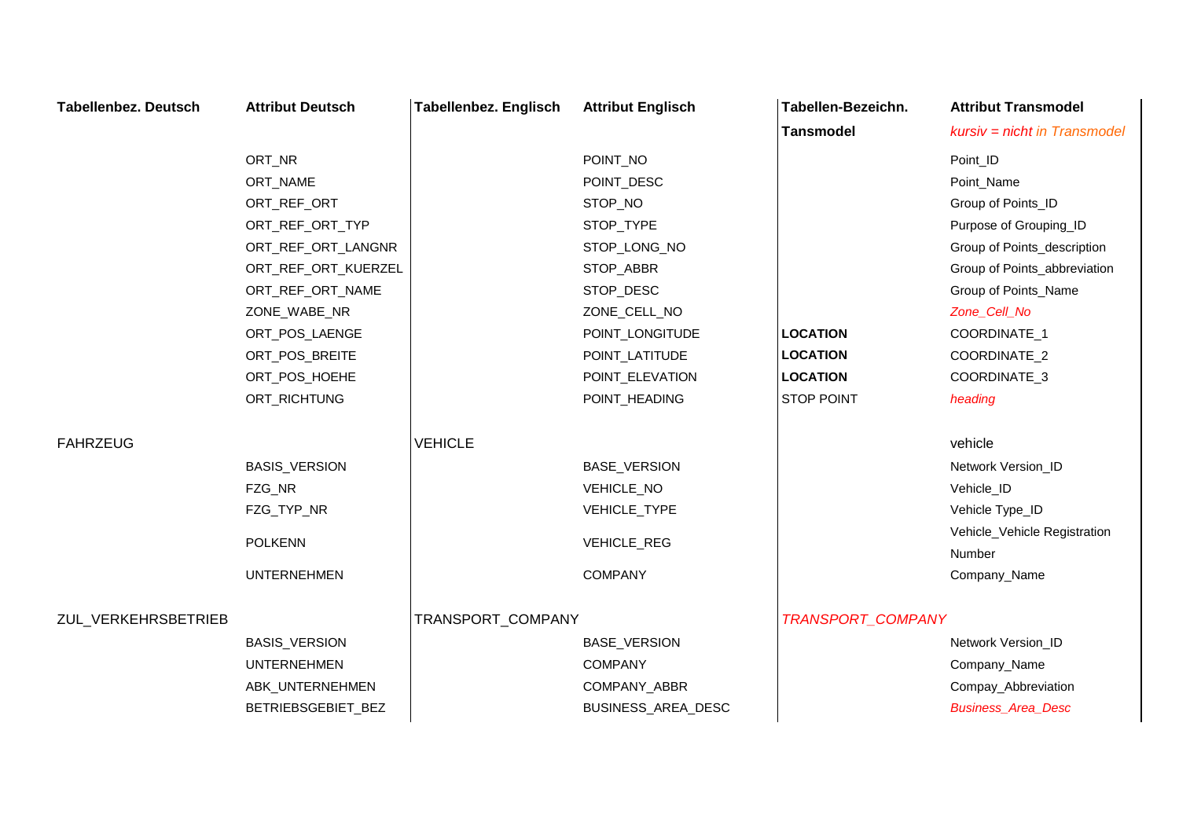| Tabellenbez. Deutsch | Attribut Deutsch | Tabellenbez. Englisch | Attribut Englisch | Tabellen-Bezeichn. | Attribut Transmodel |
|---|---|---|---|---|---|
| | | | | **Tansmodel** | *kursiv = nicht in Transmodel* |
| | ORT_NR | | POINT_NO | | Point_ID |
| | ORT_NAME | | POINT_DESC | | Point_Name |
| | ORT_REF_ORT | | STOP_NO | | Group of Points_ID |
| | ORT_REF_ORT_TYP | | STOP_TYPE | | Purpose of Grouping_ID |
| | ORT_REF_ORT_LANGNR | | STOP_LONG_NO | | Group of Points_description |
| | ORT_REF_ORT_KUERZEL | | STOP_ABBR | | Group of Points_abbreviation |
| | ORT_REF_ORT_NAME | | STOP_DESC | | Group of Points_Name |
| | ZONE_WABE_NR | | ZONE_CELL_NO | | *Zone_Cell_No* |
| | ORT_POS_LAENGE | | POINT_LONGITUDE | **LOCATION** | COORDINATE_1 |
| | ORT_POS_BREITE | | POINT_LATITUDE | **LOCATION** | COORDINATE_2 |
| | ORT_POS_HOEHE | | POINT_ELEVATION | **LOCATION** | COORDINATE_3 |
| | ORT_RICHTUNG | | POINT_HEADING | STOP POINT | *heading* |
| FAHRZEUG | | VEHICLE | | | vehicle |
| | BASIS_VERSION | | BASE_VERSION | | Network Version_ID |
| | FZG_NR | | VEHICLE_NO | | Vehicle_ID |
| | FZG_TYP_NR | | VEHICLE_TYPE | | Vehicle Type_ID |
| | POLKENN | | VEHICLE_REG | | Vehicle_Vehicle Registration Number |
| | UNTERNEHMEN | | COMPANY | | Company_Name |
| ZUL_VERKEHRSBETRIEB | | TRANSPORT_COMPANY | | *TRANSPORT_COMPANY* | |
| | BASIS_VERSION | | BASE_VERSION | | Network Version_ID |
| | UNTERNEHMEN | | COMPANY | | Company_Name |
| | ABK_UNTERNEHMEN | | COMPANY_ABBR | | Compay_Abbreviation |
| | BETRIEBSGEBIET_BEZ | | BUSINESS_AREA_DESC | | *Business_Area_Desc* |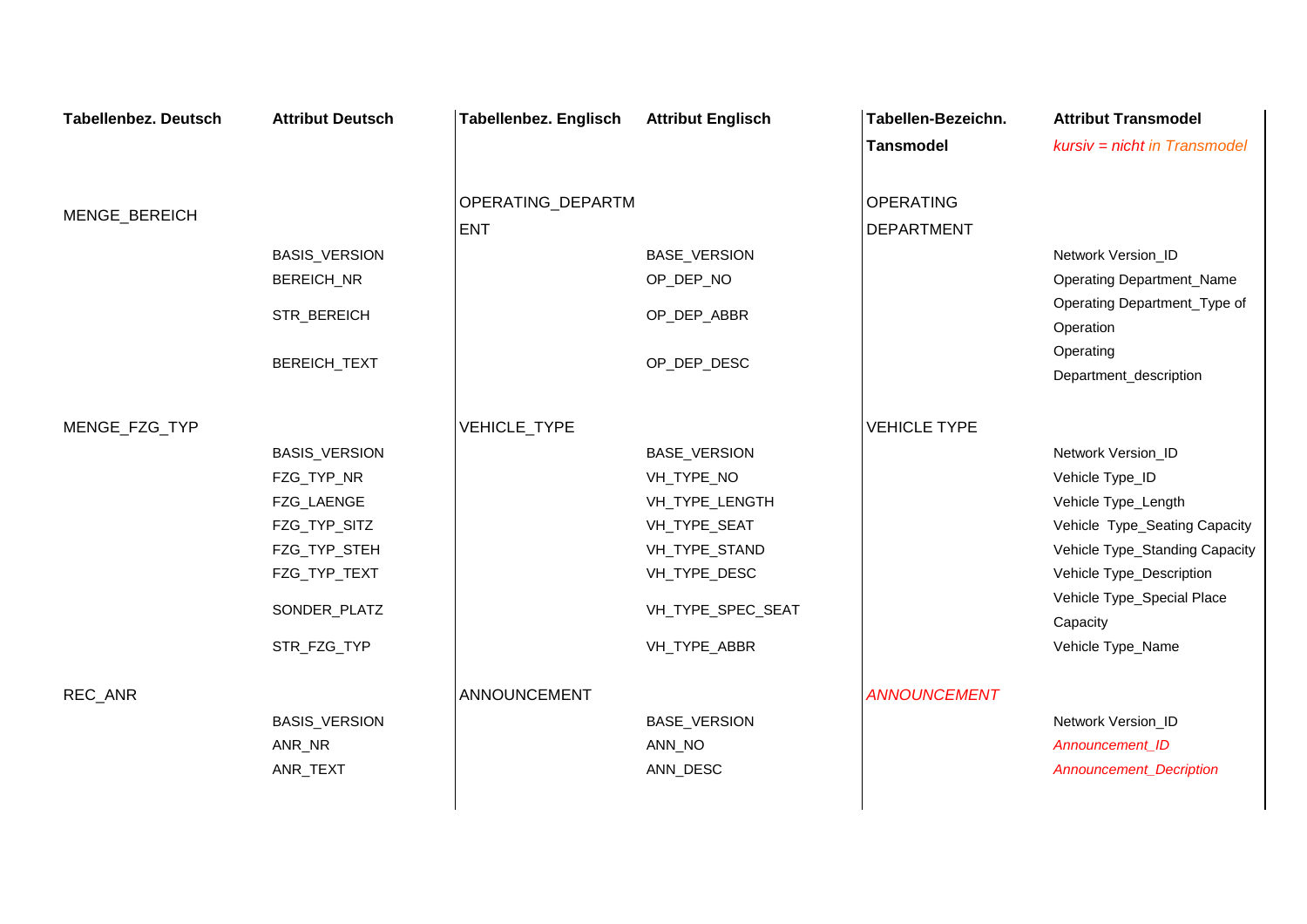| Tabellenbez. Deutsch | Attribut Deutsch | Tabellenbez. Englisch | Attribut Englisch | Tabellen-Bezeichn. Tansmodel | Attribut Transmodel *kursiv = nicht in Transmodel* |
|---|---|---|---|---|---|
| MENGE_BEREICH | | OPERATING_DEPARTMENT | | OPERATING DEPARTMENT | |
| | BASIS_VERSION | | BASE_VERSION | | Network Version_ID |
| | BEREICH_NR | | OP_DEP_NO | | Operating Department_Name |
| | STR_BEREICH | | OP_DEP_ABBR | | Operating Department_Type of Operation |
| | BEREICH_TEXT | | OP_DEP_DESC | | Operating Department_description |
| MENGE_FZG_TYP | | VEHICLE_TYPE | | VEHICLE TYPE | |
| | BASIS_VERSION | | BASE_VERSION | | Network Version_ID |
| | FZG_TYP_NR | | VH_TYPE_NO | | Vehicle Type_ID |
| | FZG_LAENGE | | VH_TYPE_LENGTH | | Vehicle Type_Length |
| | FZG_TYP_SITZ | | VH_TYPE_SEAT | | Vehicle Type_Seating Capacity |
| | FZG_TYP_STEH | | VH_TYPE_STAND | | Vehicle Type_Standing Capacity |
| | FZG_TYP_TEXT | | VH_TYPE_DESC | | Vehicle Type_Description |
| | SONDER_PLATZ | | VH_TYPE_SPEC_SEAT | | Vehicle Type_Special Place Capacity |
| | STR_FZG_TYP | | VH_TYPE_ABBR | | Vehicle Type_Name |
| REC_ANR | | ANNOUNCEMENT | | *ANNOUNCEMENT* | |
| | BASIS_VERSION | | BASE_VERSION | | Network Version_ID |
| | ANR_NR | | ANN_NO | | *Announcement_ID* |
| | ANR_TEXT | | ANN_DESC | | *Announcement_Decription* |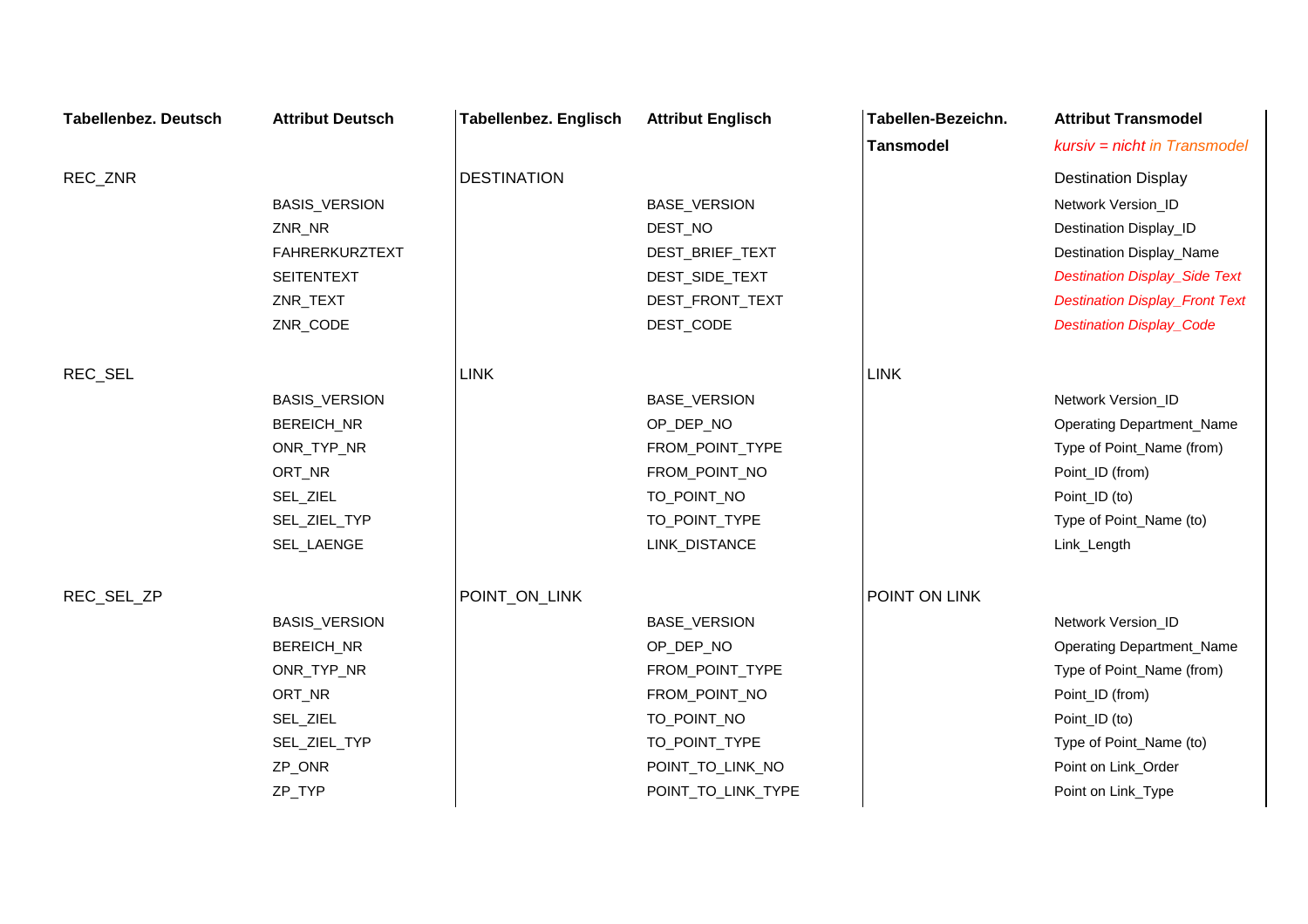| Tabellenbez. Deutsch | Attribut Deutsch | Tabellenbez. Englisch | Attribut Englisch | Tabellen-Bezeichn. Tansmodel | Attribut Transmodel *kursiv = nicht in Transmodel* |
|---|---|---|---|---|---|
| REC_ZNR | | DESTINATION | | | Destination Display |
| | BASIS_VERSION | | BASE_VERSION | | Network Version_ID |
| | ZNR_NR | | DEST_NO | | Destination Display_ID |
| | FAHRERKURZTEXT | | DEST_BRIEF_TEXT | | Destination Display_Name |
| | SEITENTEXT | | DEST_SIDE_TEXT | | *Destination Display_Side Text* |
| | ZNR_TEXT | | DEST_FRONT_TEXT | | *Destination Display_Front Text* |
| | ZNR_CODE | | DEST_CODE | | *Destination Display_Code* |
| REC_SEL | | LINK | | LINK | |
| | BASIS_VERSION | | BASE_VERSION | | Network Version_ID |
| | BEREICH_NR | | OP_DEP_NO | | Operating Department_Name |
| | ONR_TYP_NR | | FROM_POINT_TYPE | | Type of Point_Name (from) |
| | ORT_NR | | FROM_POINT_NO | | Point_ID (from) |
| | SEL_ZIEL | | TO_POINT_NO | | Point_ID (to) |
| | SEL_ZIEL_TYP | | TO_POINT_TYPE | | Type of Point_Name (to) |
| | SEL_LAENGE | | LINK_DISTANCE | | Link_Length |
| REC_SEL_ZP | | POINT_ON_LINK | | POINT ON LINK | |
| | BASIS_VERSION | | BASE_VERSION | | Network Version_ID |
| | BEREICH_NR | | OP_DEP_NO | | Operating Department_Name |
| | ONR_TYP_NR | | FROM_POINT_TYPE | | Type of Point_Name (from) |
| | ORT_NR | | FROM_POINT_NO | | Point_ID (from) |
| | SEL_ZIEL | | TO_POINT_NO | | Point_ID (to) |
| | SEL_ZIEL_TYP | | TO_POINT_TYPE | | Type of Point_Name (to) |
| | ZP_ONR | | POINT_TO_LINK_NO | | Point on Link_Order |
| | ZP_TYP | | POINT_TO_LINK_TYPE | | Point on Link_Type |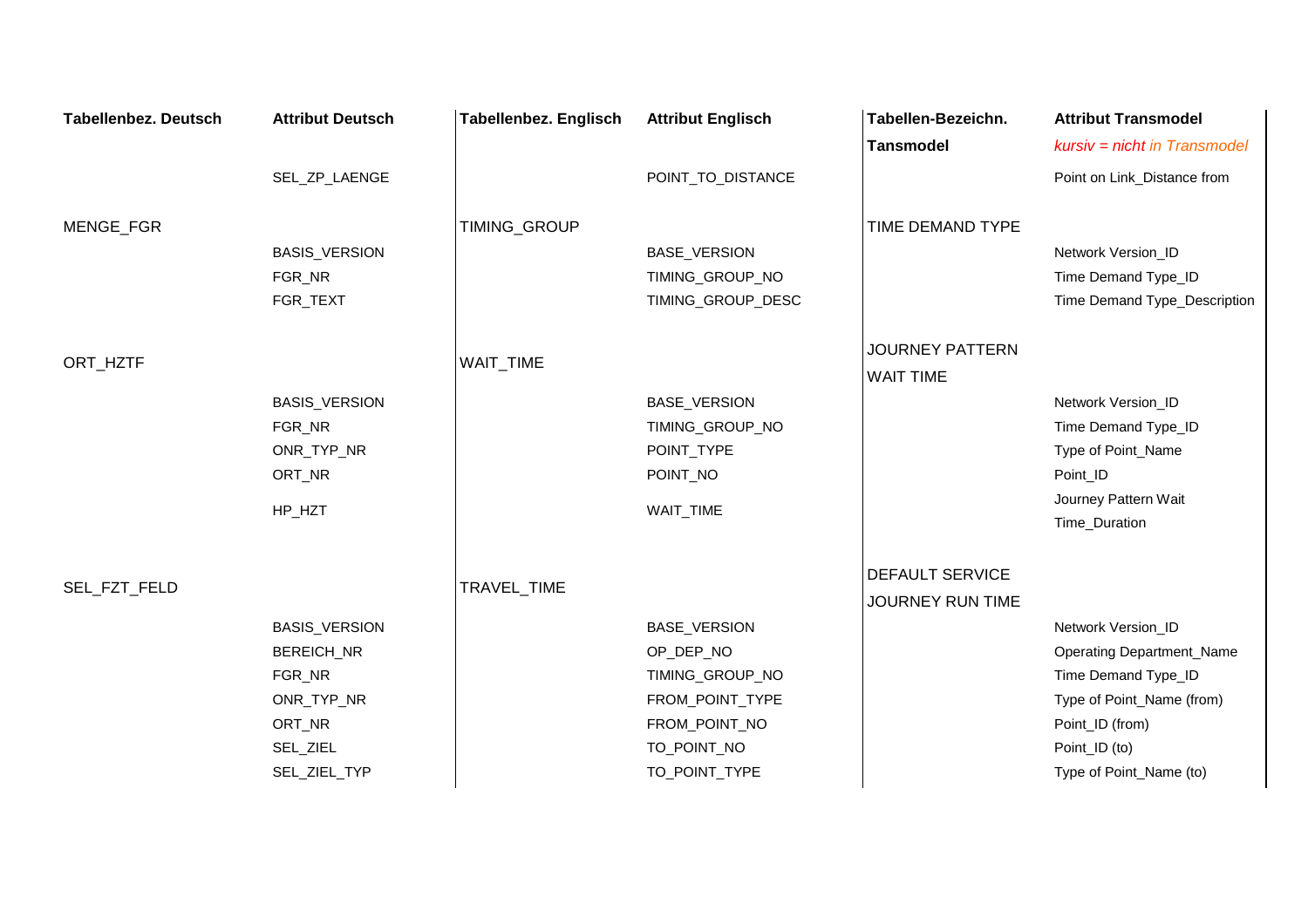| Tabellenbez. Deutsch | Attribut Deutsch | Tabellenbez. Englisch | Attribut Englisch | Tabellen-Bezeichn. Tansmodel | Attribut Transmodel *kursiv = nicht in Transmodel* |
|---|---|---|---|---|---|
| | SEL_ZP_LAENGE | | POINT_TO_DISTANCE | | Point on Link_Distance from |
| MENGE_FGR | | TIMING_GROUP | | TIME DEMAND TYPE | |
| | BASIS_VERSION | | BASE_VERSION | | Network Version_ID |
| | FGR_NR | | TIMING_GROUP_NO | | Time Demand Type_ID |
| | FGR_TEXT | | TIMING_GROUP_DESC | | Time Demand Type_Description |
| ORT_HZTF | | WAIT_TIME | | JOURNEY PATTERN WAIT TIME | |
| | BASIS_VERSION | | BASE_VERSION | | Network Version_ID |
| | FGR_NR | | TIMING_GROUP_NO | | Time Demand Type_ID |
| | ONR_TYP_NR | | POINT_TYPE | | Type of Point_Name |
| | ORT_NR | | POINT_NO | | Point_ID |
| | HP_HZT | | WAIT_TIME | | Journey Pattern Wait Time_Duration |
| SEL_FZT_FELD | | TRAVEL_TIME | | DEFAULT SERVICE JOURNEY RUN TIME | |
| | BASIS_VERSION | | BASE_VERSION | | Network Version_ID |
| | BEREICH_NR | | OP_DEP_NO | | Operating Department_Name |
| | FGR_NR | | TIMING_GROUP_NO | | Time Demand Type_ID |
| | ONR_TYP_NR | | FROM_POINT_TYPE | | Type of Point_Name (from) |
| | ORT_NR | | FROM_POINT_NO | | Point_ID (from) |
| | SEL_ZIEL | | TO_POINT_NO | | Point_ID (to) |
| | SEL_ZIEL_TYP | | TO_POINT_TYPE | | Type of Point_Name (to) |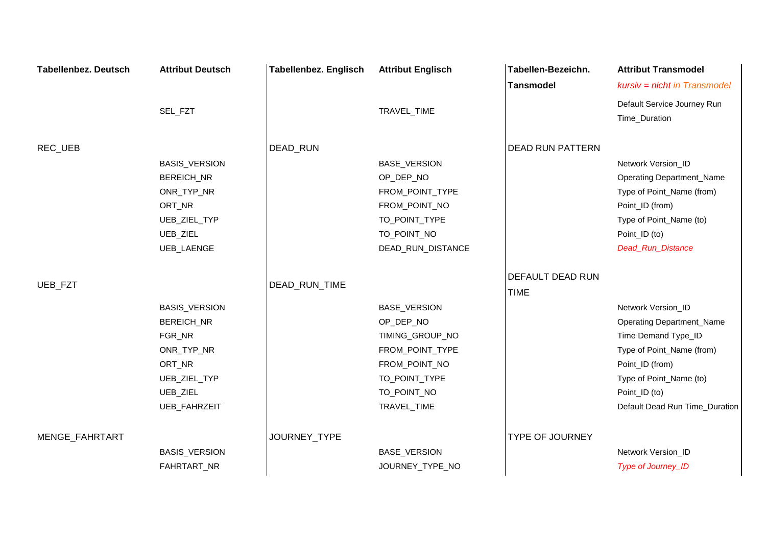| Tabellenbez. Deutsch | Attribut Deutsch | Tabellenbez. Englisch | Attribut Englisch | Tabellen-Bezeichn. Tansmodel | Attribut Transmodel *kursiv = nicht in Transmodel* |
|---|---|---|---|---|---|
| | SEL_FZT | | TRAVEL_TIME | | Default Service Journey Run Time_Duration |
| REC_UEB | | DEAD_RUN | | DEAD RUN PATTERN | |
| | BASIS_VERSION | | BASE_VERSION | | Network Version_ID |
| | BEREICH_NR | | OP_DEP_NO | | Operating Department_Name |
| | ONR_TYP_NR | | FROM_POINT_TYPE | | Type of Point_Name (from) |
| | ORT_NR | | FROM_POINT_NO | | Point_ID (from) |
| | UEB_ZIEL_TYP | | TO_POINT_TYPE | | Type of Point_Name (to) |
| | UEB_ZIEL | | TO_POINT_NO | | Point_ID (to) |
| | UEB_LAENGE | | DEAD_RUN_DISTANCE | | *Dead_Run_Distance* |
| UEB_FZT | | DEAD_RUN_TIME | | DEFAULT DEAD RUN TIME | |
| | BASIS_VERSION | | BASE_VERSION | | Network Version_ID |
| | BEREICH_NR | | OP_DEP_NO | | Operating Department_Name |
| | FGR_NR | | TIMING_GROUP_NO | | Time Demand Type_ID |
| | ONR_TYP_NR | | FROM_POINT_TYPE | | Type of Point_Name (from) |
| | ORT_NR | | FROM_POINT_NO | | Point_ID (from) |
| | UEB_ZIEL_TYP | | TO_POINT_TYPE | | Type of Point_Name (to) |
| | UEB_ZIEL | | TO_POINT_NO | | Point_ID (to) |
| | UEB_FAHRZEIT | | TRAVEL_TIME | | Default Dead Run Time_Duration |
| MENGE_FAHRTART | | JOURNEY_TYPE | | TYPE OF JOURNEY | |
| | BASIS_VERSION | | BASE_VERSION | | Network Version_ID |
| | FAHRTART_NR | | JOURNEY_TYPE_NO | | *Type of Journey_ID* |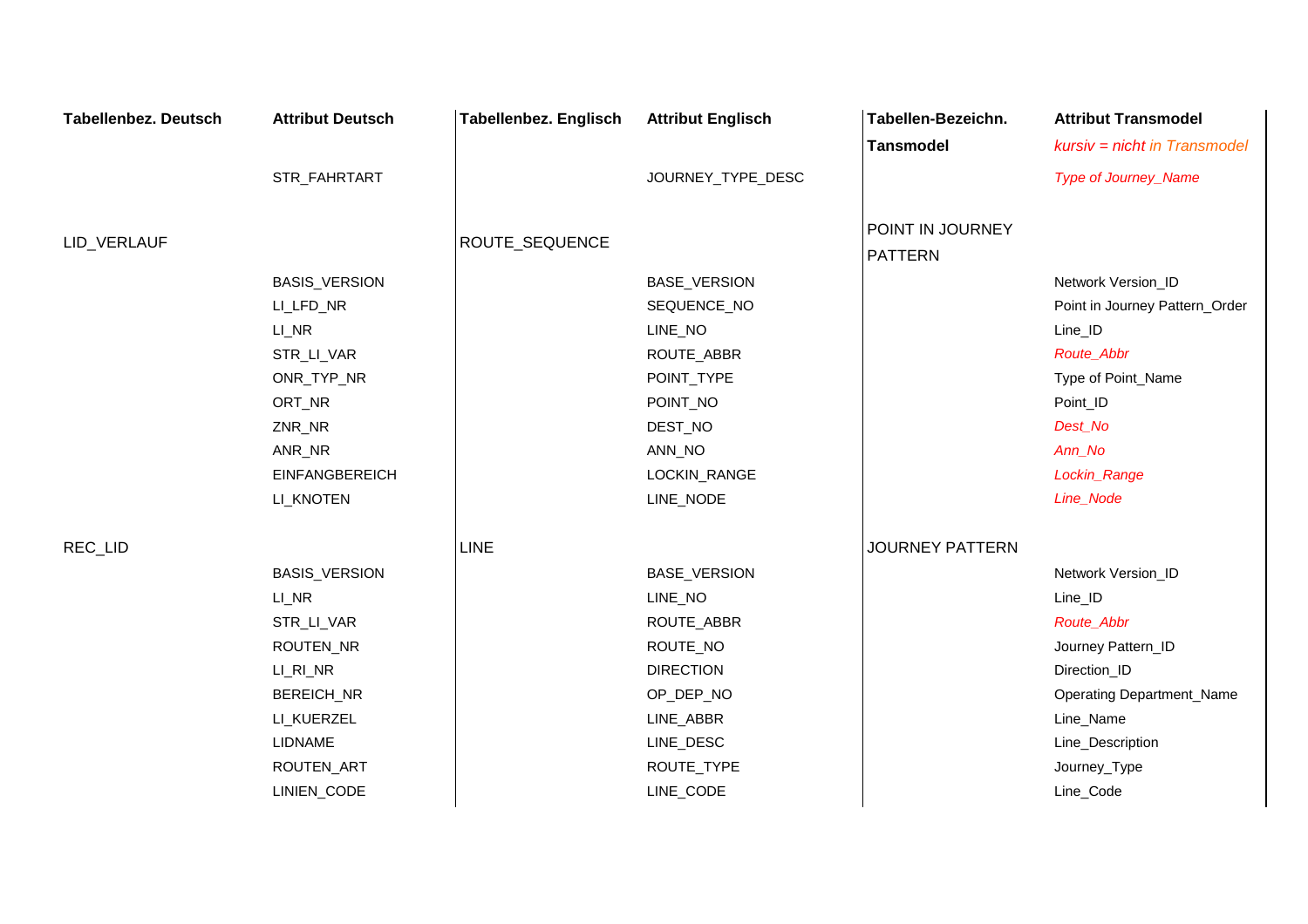| Tabellenbez. Deutsch | Attribut Deutsch | Tabellenbez. Englisch | Attribut Englisch | Tabellen-Bezeichn. Tansmodel | Attribut Transmodel *kursiv = nicht in Transmodel* |
|---|---|---|---|---|---|
| | STR_FAHRTART | | JOURNEY_TYPE_DESC | | *Type of Journey_Name* |
| LID_VERLAUF | | ROUTE_SEQUENCE | | POINT IN JOURNEY PATTERN | |
| | BASIS_VERSION | | BASE_VERSION | | Network Version_ID |
| | LI_LFD_NR | | SEQUENCE_NO | | Point in Journey Pattern_Order |
| | LI_NR | | LINE_NO | | Line_ID |
| | STR_LI_VAR | | ROUTE_ABBR | | *Route_Abbr* |
| | ONR_TYP_NR | | POINT_TYPE | | Type of Point_Name |
| | ORT_NR | | POINT_NO | | Point_ID |
| | ZNR_NR | | DEST_NO | | *Dest_No* |
| | ANR_NR | | ANN_NO | | *Ann_No* |
| | EINFANGBEREICH | | LOCKIN_RANGE | | *Lockin_Range* |
| | LI_KNOTEN | | LINE_NODE | | *Line_Node* |
| REC_LID | | LINE | | JOURNEY PATTERN | |
| | BASIS_VERSION | | BASE_VERSION | | Network Version_ID |
| | LI_NR | | LINE_NO | | Line_ID |
| | STR_LI_VAR | | ROUTE_ABBR | | *Route_Abbr* |
| | ROUTEN_NR | | ROUTE_NO | | Journey Pattern_ID |
| | LI_RI_NR | | DIRECTION | | Direction_ID |
| | BEREICH_NR | | OP_DEP_NO | | Operating Department_Name |
| | LI_KUERZEL | | LINE_ABBR | | Line_Name |
| | LIDNAME | | LINE_DESC | | Line_Description |
| | ROUTEN_ART | | ROUTE_TYPE | | Journey_Type |
| | LINIEN_CODE | | LINE_CODE | | Line_Code |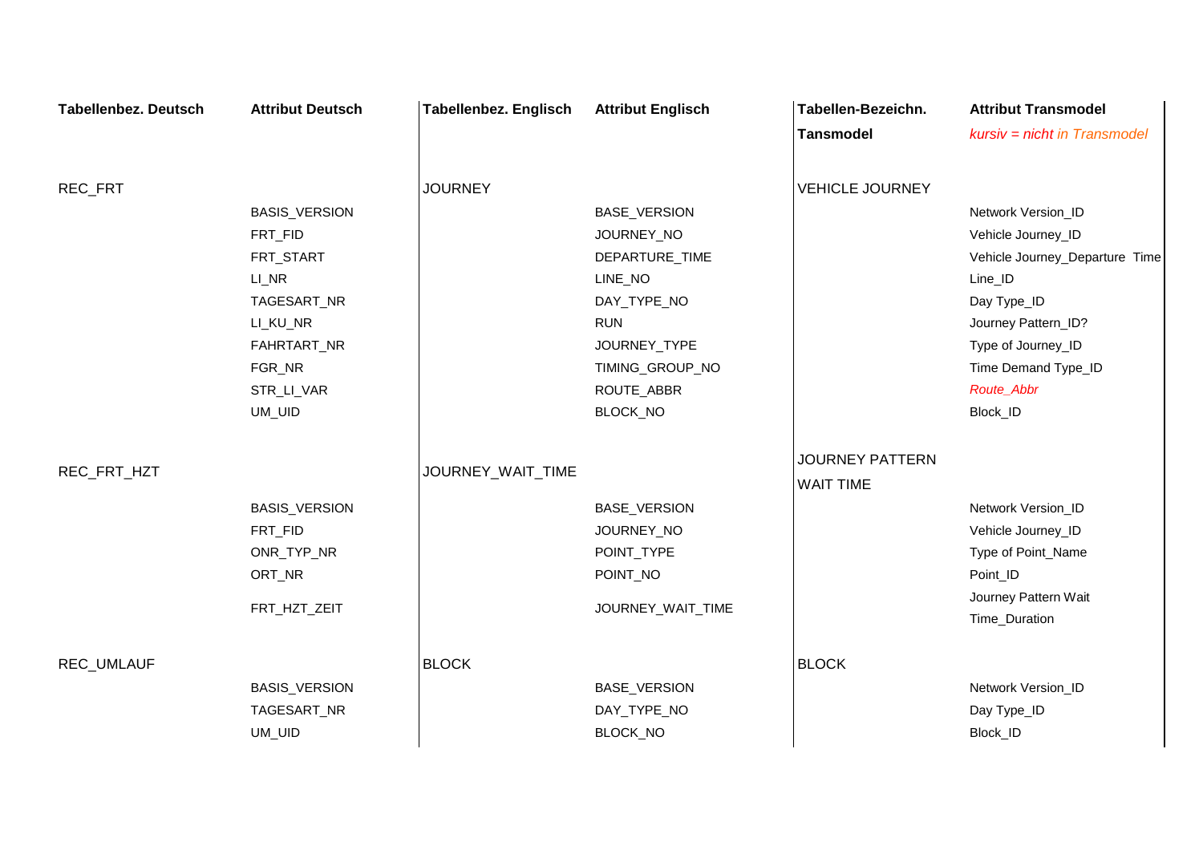| Tabellenbez. Deutsch | Attribut Deutsch | Tabellenbez. Englisch | Attribut Englisch | Tabellen-Bezeichn. Tansmodel | Attribut Transmodel *kursiv = nicht in Transmodel* |
|---|---|---|---|---|---|
| REC_FRT | | JOURNEY | | VEHICLE JOURNEY | |
| | BASIS_VERSION | | BASE_VERSION | | Network Version_ID |
| | FRT_FID | | JOURNEY_NO | | Vehicle Journey_ID |
| | FRT_START | | DEPARTURE_TIME | | Vehicle Journey_Departure Time |
| | LI_NR | | LINE_NO | | Line_ID |
| | TAGESART_NR | | DAY_TYPE_NO | | Day Type_ID |
| | LI_KU_NR | | RUN | | Journey Pattern_ID? |
| | FAHRTART_NR | | JOURNEY_TYPE | | Type of Journey_ID |
| | FGR_NR | | TIMING_GROUP_NO | | Time Demand Type_ID |
| | STR_LI_VAR | | ROUTE_ABBR | | *Route_Abbr* |
| | UM_UID | | BLOCK_NO | | Block_ID |
| REC_FRT_HZT | | JOURNEY_WAIT_TIME | | JOURNEY PATTERN WAIT TIME | |
| | BASIS_VERSION | | BASE_VERSION | | Network Version_ID |
| | FRT_FID | | JOURNEY_NO | | Vehicle Journey_ID |
| | ONR_TYP_NR | | POINT_TYPE | | Type of Point_Name |
| | ORT_NR | | POINT_NO | | Point_ID |
| | FRT_HZT_ZEIT | | JOURNEY_WAIT_TIME | | Journey Pattern Wait Time_Duration |
| REC_UMLAUF | | BLOCK | | BLOCK | |
| | BASIS_VERSION | | BASE_VERSION | | Network Version_ID |
| | TAGESART_NR | | DAY_TYPE_NO | | Day Type_ID |
| | UM_UID | | BLOCK_NO | | Block_ID |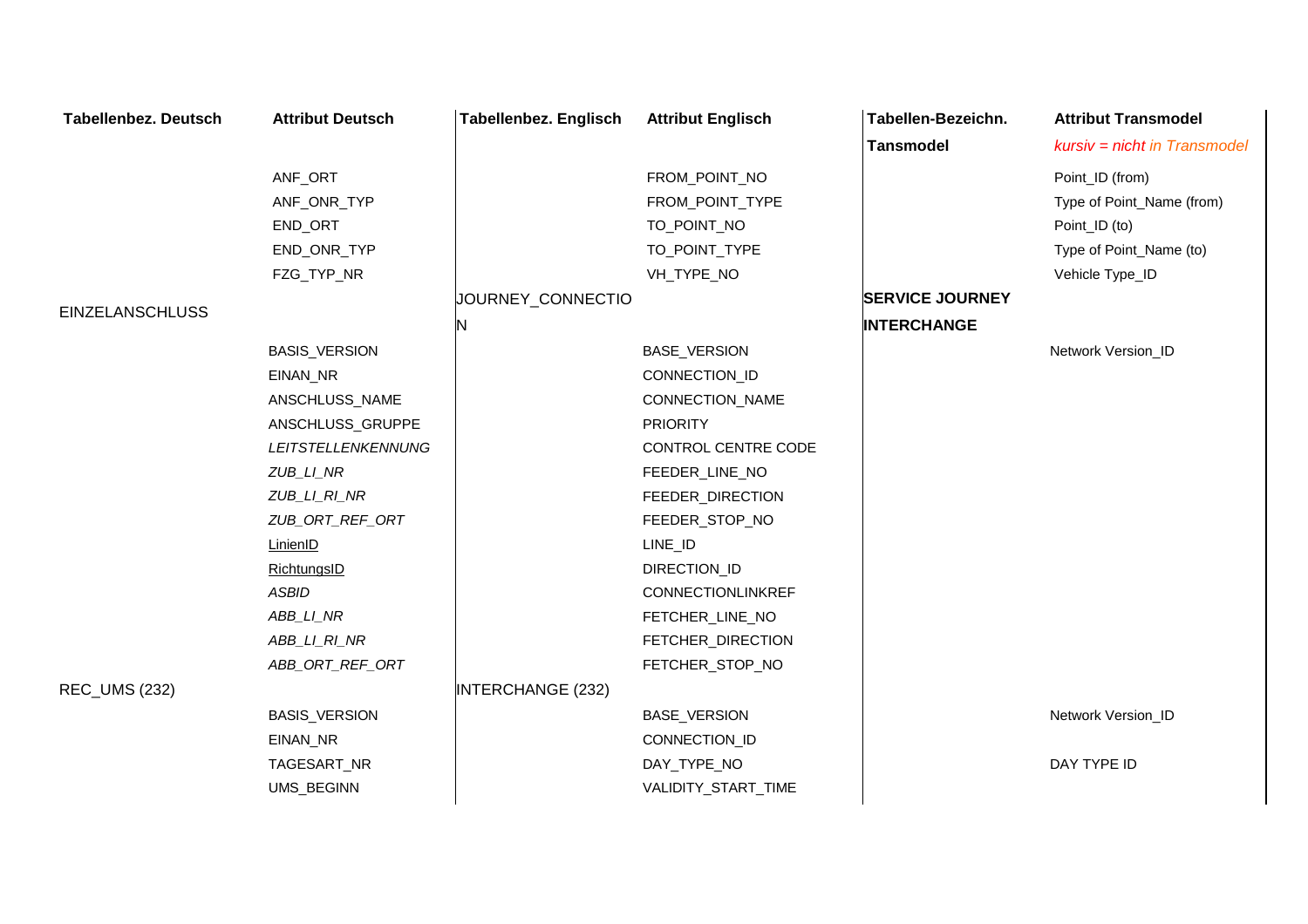| Tabellenbez. Deutsch | Attribut Deutsch | Tabellenbez. Englisch | Attribut Englisch | Tabellen-Bezeichn. Tansmodel | Attribut Transmodel *kursiv = nicht in Transmodel* |
|---|---|---|---|---|---|
| | ANF_ORT | | FROM_POINT_NO | | Point_ID (from) |
| | ANF_ONR_TYP | | FROM_POINT_TYPE | | Type of Point_Name (from) |
| | END_ORT | | TO_POINT_NO | | Point_ID (to) |
| | END_ONR_TYP | | TO_POINT_TYPE | | Type of Point_Name (to) |
| | FZG_TYP_NR | | VH_TYPE_NO | | Vehicle Type_ID |
| EINZELANSCHLUSS | | JOURNEY_CONNECTION | | **SERVICE JOURNEY INTERCHANGE** | |
| | BASIS_VERSION | | BASE_VERSION | | Network Version_ID |
| | EINAN_NR | | CONNECTION_ID | | |
| | ANSCHLUSS_NAME | | CONNECTION_NAME | | |
| | ANSCHLUSS_GRUPPE | | PRIORITY | | |
| | *LEITSTELLENKENNUNG* | | CONTROL CENTRE CODE | | |
| | *ZUB_LI_NR* | | FEEDER_LINE_NO | | |
| | *ZUB_LI_RI_NR* | | FEEDER_DIRECTION | | |
| | *ZUB_ORT_REF_ORT* | | FEEDER_STOP_NO | | |
| | LinienID | | LINE_ID | | |
| | RichtungsID | | DIRECTION_ID | | |
| | *ASBID* | | CONNECTIONLINKREF | | |
| | *ABB_LI_NR* | | FETCHER_LINE_NO | | |
| | *ABB_LI_RI_NR* | | FETCHER_DIRECTION | | |
| | *ABB_ORT_REF_ORT* | | FETCHER_STOP_NO | | |
| REC_UMS (232) | | INTERCHANGE (232) | | | |
| | BASIS_VERSION | | BASE_VERSION | | Network Version_ID |
| | EINAN_NR | | CONNECTION_ID | | |
| | TAGESART_NR | | DAY_TYPE_NO | | DAY TYPE ID |
| | UMS_BEGINN | | VALIDITY_START_TIME | | |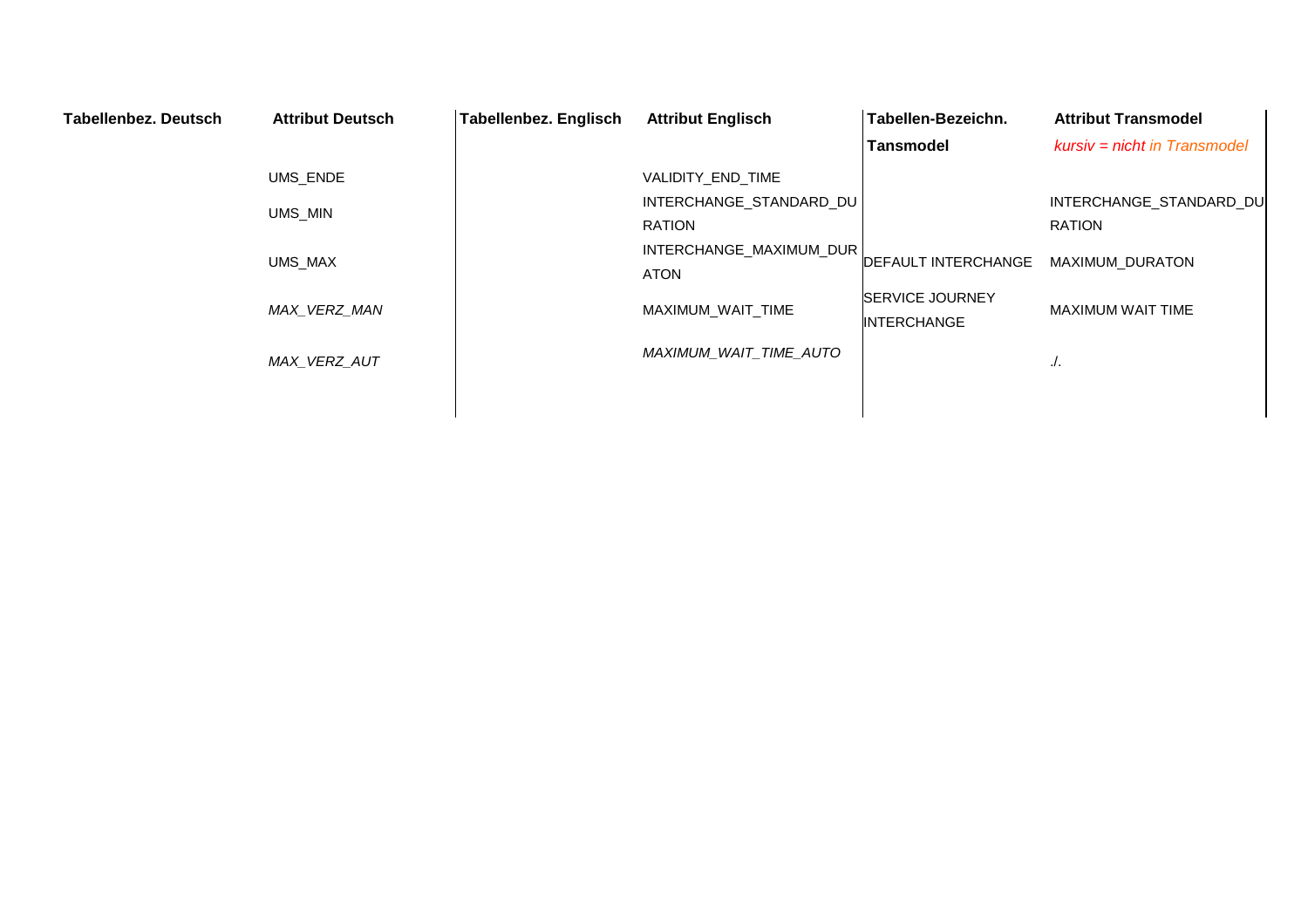| Tabellenbez. Deutsch | Attribut Deutsch | Tabellenbez. Englisch | Attribut Englisch | Tabellen-Bezeichn. Tansmodel | Attribut Transmodel *kursiv = nicht in Transmodel* |
|---|---|---|---|---|---|
| | UMS_ENDE | | VALIDITY_END_TIME | | |
| | UMS_MIN | | INTERCHANGE_STANDARD_DURATION | | INTERCHANGE_STANDARD_DURATION |
| | UMS_MAX | | INTERCHANGE_MAXIMUM_DURATON | DEFAULT INTERCHANGE | MAXIMUM_DURATON |
| | *MAX_VERZ_MAN* | | MAXIMUM_WAIT_TIME | SERVICE JOURNEY INTERCHANGE | MAXIMUM WAIT TIME |
| | *MAX_VERZ_AUT* | | *MAXIMUM_WAIT_TIME_AUTO* | | ./. |